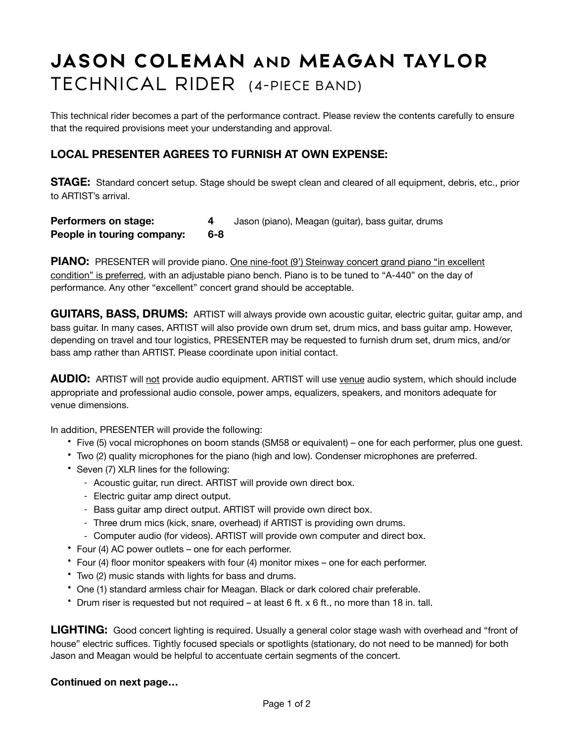# JASON COLEMAN AND MEAGAN TAYLOR
## TECHNICAL RIDER (4-PIECE BAND)

This technical rider becomes a part of the performance contract. Please review the contents carefully to ensure that the required provisions meet your understanding and approval.

### LOCAL PRESENTER AGREES TO FURNISH AT OWN EXPENSE:

**STAGE:** Standard concert setup. Stage should be swept clean and cleared of all equipment, debris, etc., prior to ARTIST's arrival.

**Performers on stage:** **4** Jason (piano), Meagan (guitar), bass guitar, drums
**People in touring company:** **6-8**

**PIANO:** PRESENTER will provide piano. One nine-foot (9') Steinway concert grand piano "in excellent condition" is preferred, with an adjustable piano bench. Piano is to be tuned to "A-440" on the day of performance. Any other "excellent" concert grand should be acceptable.

**GUITARS, BASS, DRUMS:** ARTIST will always provide own acoustic guitar, electric guitar, guitar amp, and bass guitar. In many cases, ARTIST will also provide own drum set, drum mics, and bass guitar amp. However, depending on travel and tour logistics, PRESENTER may be requested to furnish drum set, drum mics, and/or bass amp rather than ARTIST. Please coordinate upon initial contact.

**AUDIO:** ARTIST will not provide audio equipment. ARTIST will use venue audio system, which should include appropriate and professional audio console, power amps, equalizers, speakers, and monitors adequate for venue dimensions.

In addition, PRESENTER will provide the following:

- Five (5) vocal microphones on boom stands (SM58 or equivalent) – one for each performer, plus one guest.
- Two (2) quality microphones for the piano (high and low). Condenser microphones are preferred.
- Seven (7) XLR lines for the following:
  - Acoustic guitar, run direct. ARTIST will provide own direct box.
  - Electric guitar amp direct output.
  - Bass guitar amp direct output. ARTIST will provide own direct box.
  - Three drum mics (kick, snare, overhead) if ARTIST is providing own drums.
  - Computer audio (for videos). ARTIST will provide own computer and direct box.
- Four (4) AC power outlets – one for each performer.
- Four (4) floor monitor speakers with four (4) monitor mixes – one for each performer.
- Two (2) music stands with lights for bass and drums.
- One (1) standard armless chair for Meagan. Black or dark colored chair preferable.
- Drum riser is requested but not required – at least 6 ft. x 6 ft., no more than 18 in. tall.

**LIGHTING:** Good concert lighting is required. Usually a general color stage wash with overhead and "front of house" electric suffices. Tightly focused specials or spotlights (stationary, do not need to be manned) for both Jason and Meagan would be helpful to accentuate certain segments of the concert.

**Continued on next page…**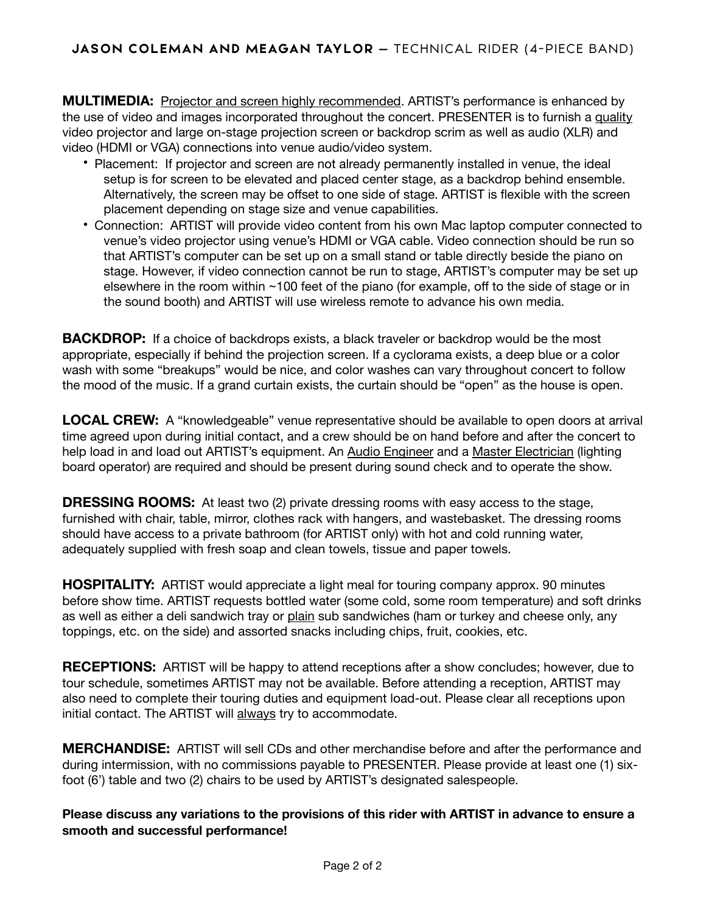**MULTIMEDIA:** Projector and screen highly recommended. ARTIST's performance is enhanced by the use of video and images incorporated throughout the concert. PRESENTER is to furnish a quality video projector and large on-stage projection screen or backdrop scrim as well as audio (XLR) and video (HDMI or VGA) connections into venue audio/video system.

- Placement: If projector and screen are not already permanently installed in venue, the ideal setup is for screen to be elevated and placed center stage, as a backdrop behind ensemble. Alternatively, the screen may be offset to one side of stage. ARTIST is flexible with the screen placement depending on stage size and venue capabilities.
- Connection: ARTIST will provide video content from his own Mac laptop computer connected to venue's video projector using venue's HDMI or VGA cable. Video connection should be run so that ARTIST's computer can be set up on a small stand or table directly beside the piano on stage. However, if video connection cannot be run to stage, ARTIST's computer may be set up elsewhere in the room within ~100 feet of the piano (for example, off to the side of stage or in the sound booth) and ARTIST will use wireless remote to advance his own media.

**BACKDROP:** If a choice of backdrops exists, a black traveler or backdrop would be the most appropriate, especially if behind the projection screen. If a cyclorama exists, a deep blue or a color wash with some "breakups" would be nice, and color washes can vary throughout concert to follow the mood of the music. If a grand curtain exists, the curtain should be "open" as the house is open.

**LOCAL CREW:** A "knowledgeable" venue representative should be available to open doors at arrival time agreed upon during initial contact, and a crew should be on hand before and after the concert to help load in and load out ARTIST's equipment. An Audio Engineer and a Master Electrician (lighting board operator) are required and should be present during sound check and to operate the show.

**DRESSING ROOMS:** At least two (2) private dressing rooms with easy access to the stage, furnished with chair, table, mirror, clothes rack with hangers, and wastebasket. The dressing rooms should have access to a private bathroom (for ARTIST only) with hot and cold running water, adequately supplied with fresh soap and clean towels, tissue and paper towels.

**HOSPITALITY:** ARTIST would appreciate a light meal for touring company approx. 90 minutes before show time. ARTIST requests bottled water (some cold, some room temperature) and soft drinks as well as either a deli sandwich tray or plain sub sandwiches (ham or turkey and cheese only, any toppings, etc. on the side) and assorted snacks including chips, fruit, cookies, etc.

**RECEPTIONS:** ARTIST will be happy to attend receptions after a show concludes; however, due to tour schedule, sometimes ARTIST may not be available. Before attending a reception, ARTIST may also need to complete their touring duties and equipment load-out. Please clear all receptions upon initial contact. The ARTIST will always try to accommodate.

**MERCHANDISE:** ARTIST will sell CDs and other merchandise before and after the performance and during intermission, with no commissions payable to PRESENTER. Please provide at least one (1) six-foot (6') table and two (2) chairs to be used by ARTIST's designated salespeople.

**Please discuss any variations to the provisions of this rider with ARTIST in advance to ensure a smooth and successful performance!**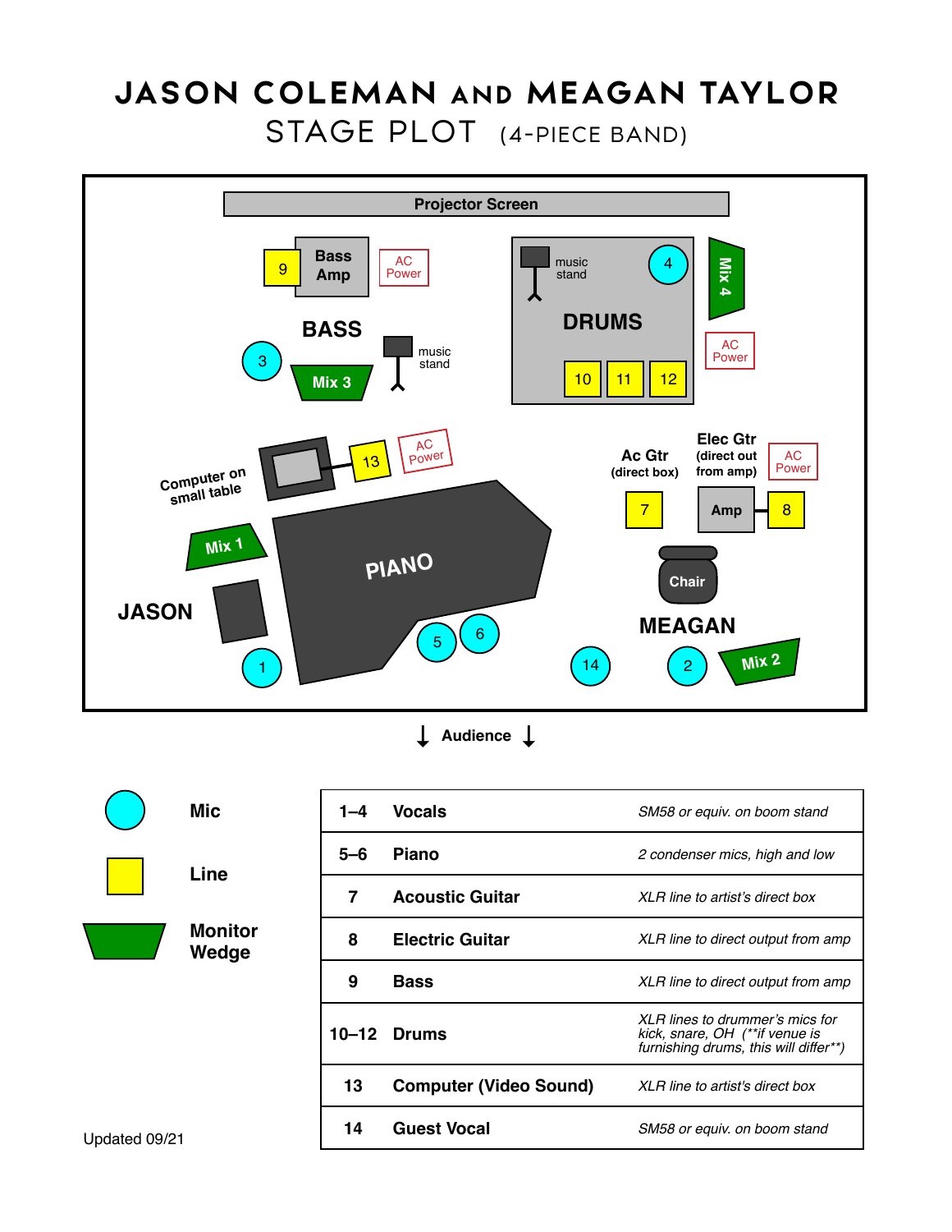# JASON COLEMAN AND MEAGAN TAYLOR

## STAGE PLOT (4-PIECE BAND)

Projector Screen

Bass Amp
9
AC Power
BASS
3
Mix 3
music stand

music stand
4
DRUMS
10 11 12
Mix 4
AC Power

Computer on small table
13
AC Power
Mix 1
JASON
PIANO
1
5
6

Ac Gtr (direct box)
7
Elec Gtr (direct out from amp)
Amp
8
AC Power
Chair
MEAGAN
14
2
Mix 2

↓ Audience ↓

Mic

Line

Monitor Wedge

| | | |
|---|---|---|
| 1–4 | **Vocals** | *SM58 or equiv. on boom stand* |
| 5–6 | **Piano** | *2 condenser mics, high and low* |
| 7 | **Acoustic Guitar** | *XLR line to artist's direct box* |
| 8 | **Electric Guitar** | *XLR line to direct output from amp* |
| 9 | **Bass** | *XLR line to direct output from amp* |
| 10–12 | **Drums** | *XLR lines to drummer's mics for kick, snare, OH (\*\*if venue is furnishing drums, this will differ\*\*)* |
| 13 | **Computer (Video Sound)** | *XLR line to artist's direct box* |
| 14 | **Guest Vocal** | *SM58 or equiv. on boom stand* |

Updated 09/21